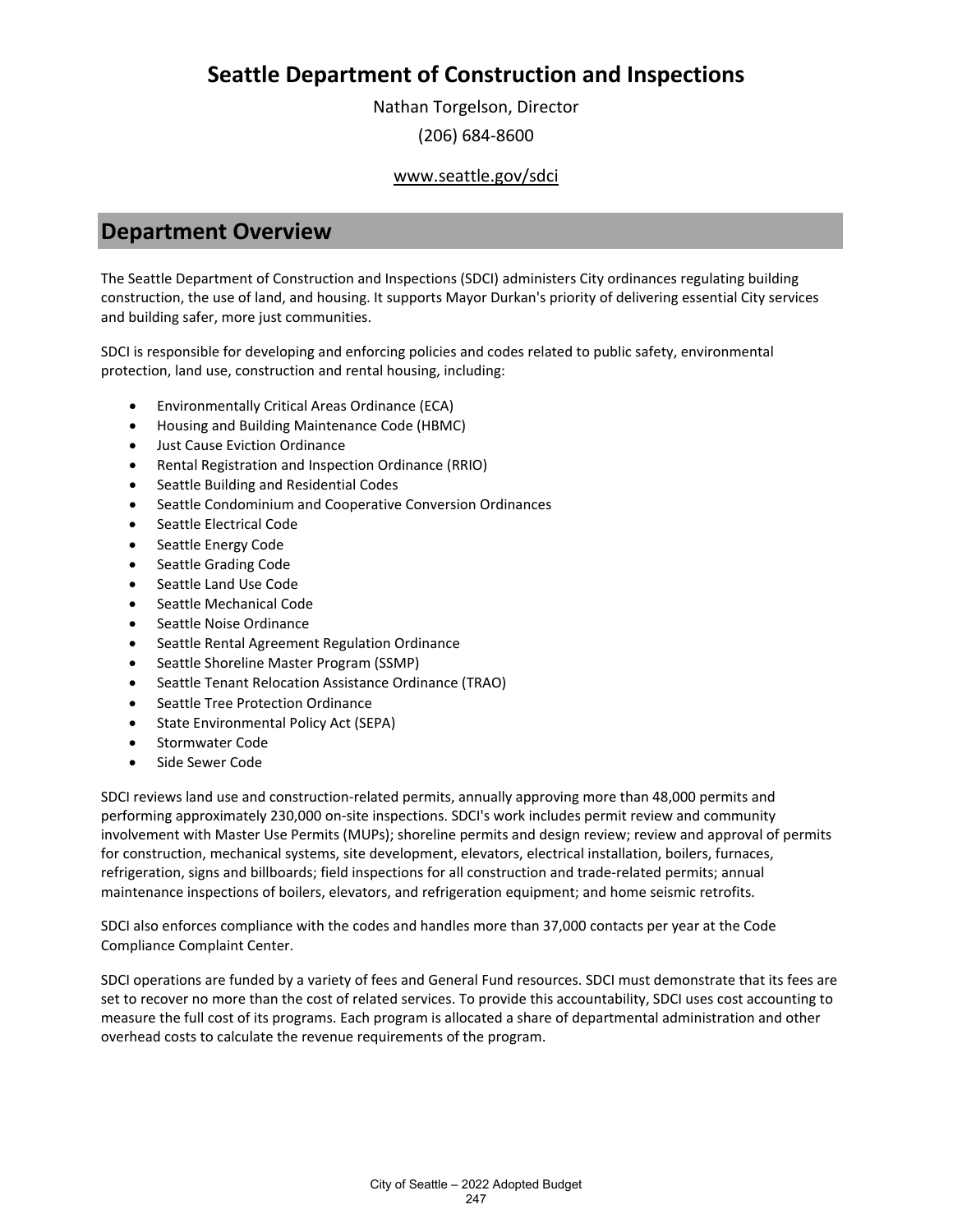# Seattle Department of Construction and Inspections

Nathan Torgelson, Director

(206) 684-8600

www.seattle.gov/sdci

## Department Overview

The Seattle Department of Construction and Inspections (SDCI) administers City ordinances regulating building construction, the use of land, and housing. It supports Mayor Durkan's priority of delivering essential City services and building safer, more just communities.

SDCI is responsible for developing and enforcing policies and codes related to public safety, environmental protection, land use, construction and rental housing, including:

- Environmentally Critical Areas Ordinance (ECA)
- Housing and Building Maintenance Code (HBMC)
- Just Cause Eviction Ordinance
- Rental Registration and Inspection Ordinance (RRIO)
- Seattle Building and Residential Codes
- Seattle Condominium and Cooperative Conversion Ordinances
- Seattle Electrical Code
- Seattle Energy Code
- Seattle Grading Code
- Seattle Land Use Code
- Seattle Mechanical Code
- Seattle Noise Ordinance
- Seattle Rental Agreement Regulation Ordinance
- Seattle Shoreline Master Program (SSMP)
- Seattle Tenant Relocation Assistance Ordinance (TRAO)
- Seattle Tree Protection Ordinance
- State Environmental Policy Act (SEPA)
- Stormwater Code
- Side Sewer Code

SDCI reviews land use and construction-related permits, annually approving more than 48,000 permits and performing approximately 230,000 on-site inspections. SDCI's work includes permit review and community involvement with Master Use Permits (MUPs); shoreline permits and design review; review and approval of permits for construction, mechanical systems, site development, elevators, electrical installation, boilers, furnaces, refrigeration, signs and billboards; field inspections for all construction and trade-related permits; annual maintenance inspections of boilers, elevators, and refrigeration equipment; and home seismic retrofits.

SDCI also enforces compliance with the codes and handles more than 37,000 contacts per year at the Code Compliance Complaint Center.

SDCI operations are funded by a variety of fees and General Fund resources. SDCI must demonstrate that its fees are set to recover no more than the cost of related services. To provide this accountability, SDCI uses cost accounting to measure the full cost of its programs. Each program is allocated a share of departmental administration and other overhead costs to calculate the revenue requirements of the program.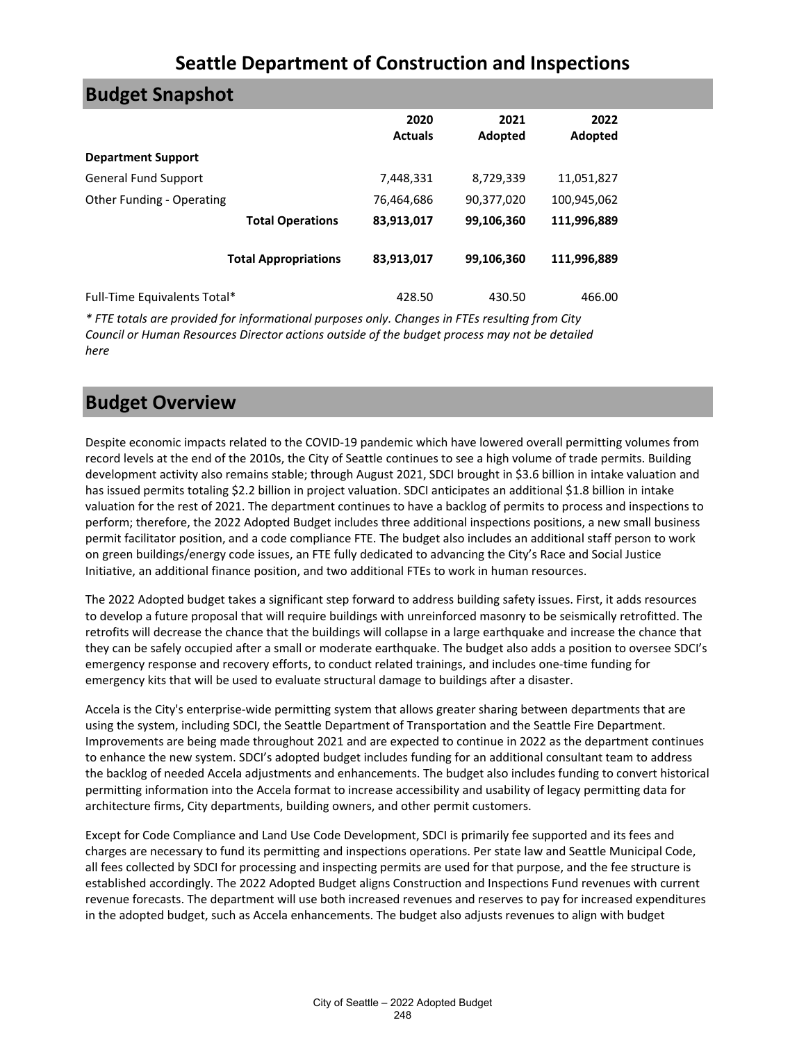# Seattle Department of Construction and Inspections

## Budget Snapshot

| | 2020 Actuals | 2021 Adopted | 2022 Adopted |
|---|---|---|---|
| **Department Support** | | | |
| General Fund Support | 7,448,331 | 8,729,339 | 11,051,827 |
| Other Funding - Operating | 76,464,686 | 90,377,020 | 100,945,062 |
| **Total Operations** | **83,913,017** | **99,106,360** | **111,996,889** |
| **Total Appropriations** | **83,913,017** | **99,106,360** | **111,996,889** |
| Full-Time Equivalents Total* | 428.50 | 430.50 | 466.00 |

*\* FTE totals are provided for informational purposes only. Changes in FTEs resulting from City Council or Human Resources Director actions outside of the budget process may not be detailed here*

## Budget Overview

Despite economic impacts related to the COVID-19 pandemic which have lowered overall permitting volumes from record levels at the end of the 2010s, the City of Seattle continues to see a high volume of trade permits. Building development activity also remains stable; through August 2021, SDCI brought in $3.6 billion in intake valuation and has issued permits totaling $2.2 billion in project valuation. SDCI anticipates an additional $1.8 billion in intake valuation for the rest of 2021. The department continues to have a backlog of permits to process and inspections to perform; therefore, the 2022 Adopted Budget includes three additional inspections positions, a new small business permit facilitator position, and a code compliance FTE. The budget also includes an additional staff person to work on green buildings/energy code issues, an FTE fully dedicated to advancing the City's Race and Social Justice Initiative, an additional finance position, and two additional FTEs to work in human resources.

The 2022 Adopted budget takes a significant step forward to address building safety issues. First, it adds resources to develop a future proposal that will require buildings with unreinforced masonry to be seismically retrofitted. The retrofits will decrease the chance that the buildings will collapse in a large earthquake and increase the chance that they can be safely occupied after a small or moderate earthquake. The budget also adds a position to oversee SDCI's emergency response and recovery efforts, to conduct related trainings, and includes one-time funding for emergency kits that will be used to evaluate structural damage to buildings after a disaster.

Accela is the City's enterprise-wide permitting system that allows greater sharing between departments that are using the system, including SDCI, the Seattle Department of Transportation and the Seattle Fire Department. Improvements are being made throughout 2021 and are expected to continue in 2022 as the department continues to enhance the new system. SDCI's adopted budget includes funding for an additional consultant team to address the backlog of needed Accela adjustments and enhancements. The budget also includes funding to convert historical permitting information into the Accela format to increase accessibility and usability of legacy permitting data for architecture firms, City departments, building owners, and other permit customers.

Except for Code Compliance and Land Use Code Development, SDCI is primarily fee supported and its fees and charges are necessary to fund its permitting and inspections operations. Per state law and Seattle Municipal Code, all fees collected by SDCI for processing and inspecting permits are used for that purpose, and the fee structure is established accordingly. The 2022 Adopted Budget aligns Construction and Inspections Fund revenues with current revenue forecasts. The department will use both increased revenues and reserves to pay for increased expenditures in the adopted budget, such as Accela enhancements. The budget also adjusts revenues to align with budget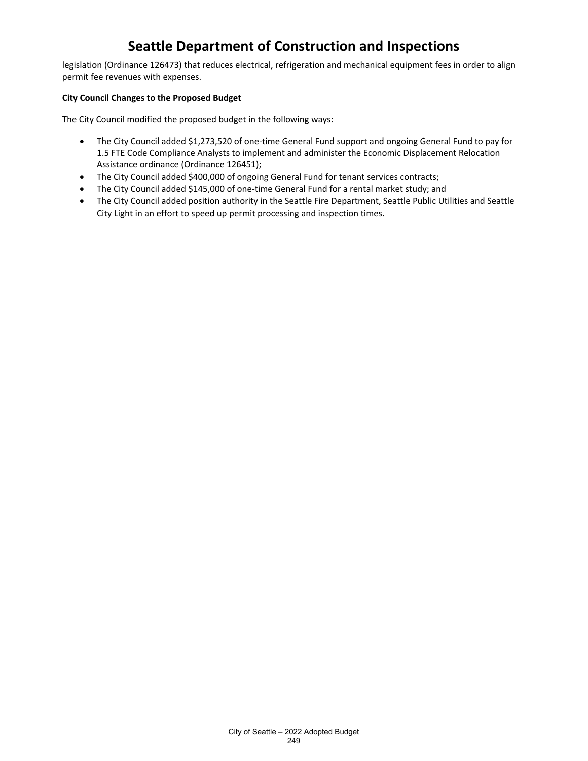legislation (Ordinance 126473) that reduces electrical, refrigeration and mechanical equipment fees in order to align permit fee revenues with expenses.

**City Council Changes to the Proposed Budget**

The City Council modified the proposed budget in the following ways:

- The City Council added $1,273,520 of one-time General Fund support and ongoing General Fund to pay for 1.5 FTE Code Compliance Analysts to implement and administer the Economic Displacement Relocation Assistance ordinance (Ordinance 126451);
- The City Council added $400,000 of ongoing General Fund for tenant services contracts;
- The City Council added $145,000 of one-time General Fund for a rental market study; and
- The City Council added position authority in the Seattle Fire Department, Seattle Public Utilities and Seattle City Light in an effort to speed up permit processing and inspection times.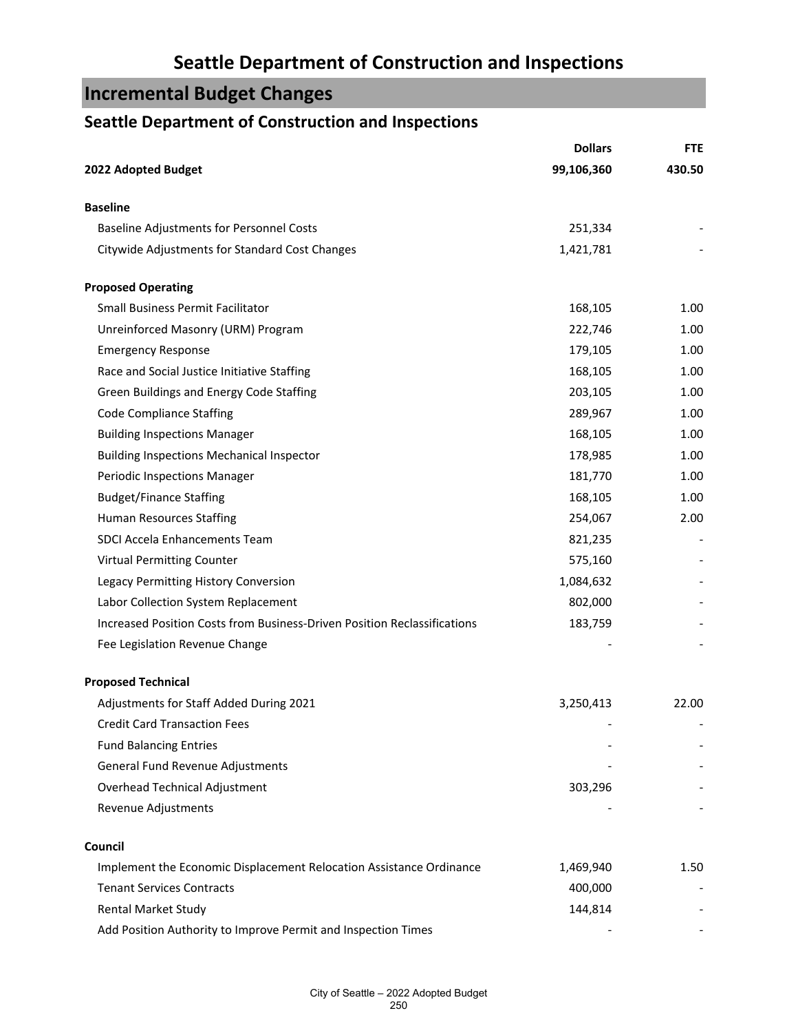# Seattle Department of Construction and Inspections

## Incremental Budget Changes

### Seattle Department of Construction and Inspections

| | Dollars | FTE |
|---|---|---|
| **2022 Adopted Budget** | **99,106,360** | **430.50** |
| **Baseline** | | |
| Baseline Adjustments for Personnel Costs | 251,334 | - |
| Citywide Adjustments for Standard Cost Changes | 1,421,781 | - |
| **Proposed Operating** | | |
| Small Business Permit Facilitator | 168,105 | 1.00 |
| Unreinforced Masonry (URM) Program | 222,746 | 1.00 |
| Emergency Response | 179,105 | 1.00 |
| Race and Social Justice Initiative Staffing | 168,105 | 1.00 |
| Green Buildings and Energy Code Staffing | 203,105 | 1.00 |
| Code Compliance Staffing | 289,967 | 1.00 |
| Building Inspections Manager | 168,105 | 1.00 |
| Building Inspections Mechanical Inspector | 178,985 | 1.00 |
| Periodic Inspections Manager | 181,770 | 1.00 |
| Budget/Finance Staffing | 168,105 | 1.00 |
| Human Resources Staffing | 254,067 | 2.00 |
| SDCI Accela Enhancements Team | 821,235 | - |
| Virtual Permitting Counter | 575,160 | - |
| Legacy Permitting History Conversion | 1,084,632 | - |
| Labor Collection System Replacement | 802,000 | - |
| Increased Position Costs from Business-Driven Position Reclassifications | 183,759 | - |
| Fee Legislation Revenue Change | - | - |
| **Proposed Technical** | | |
| Adjustments for Staff Added During 2021 | 3,250,413 | 22.00 |
| Credit Card Transaction Fees | - | - |
| Fund Balancing Entries | - | - |
| General Fund Revenue Adjustments | - | - |
| Overhead Technical Adjustment | 303,296 | - |
| Revenue Adjustments | - | - |
| **Council** | | |
| Implement the Economic Displacement Relocation Assistance Ordinance | 1,469,940 | 1.50 |
| Tenant Services Contracts | 400,000 | - |
| Rental Market Study | 144,814 | - |
| Add Position Authority to Improve Permit and Inspection Times | - | - |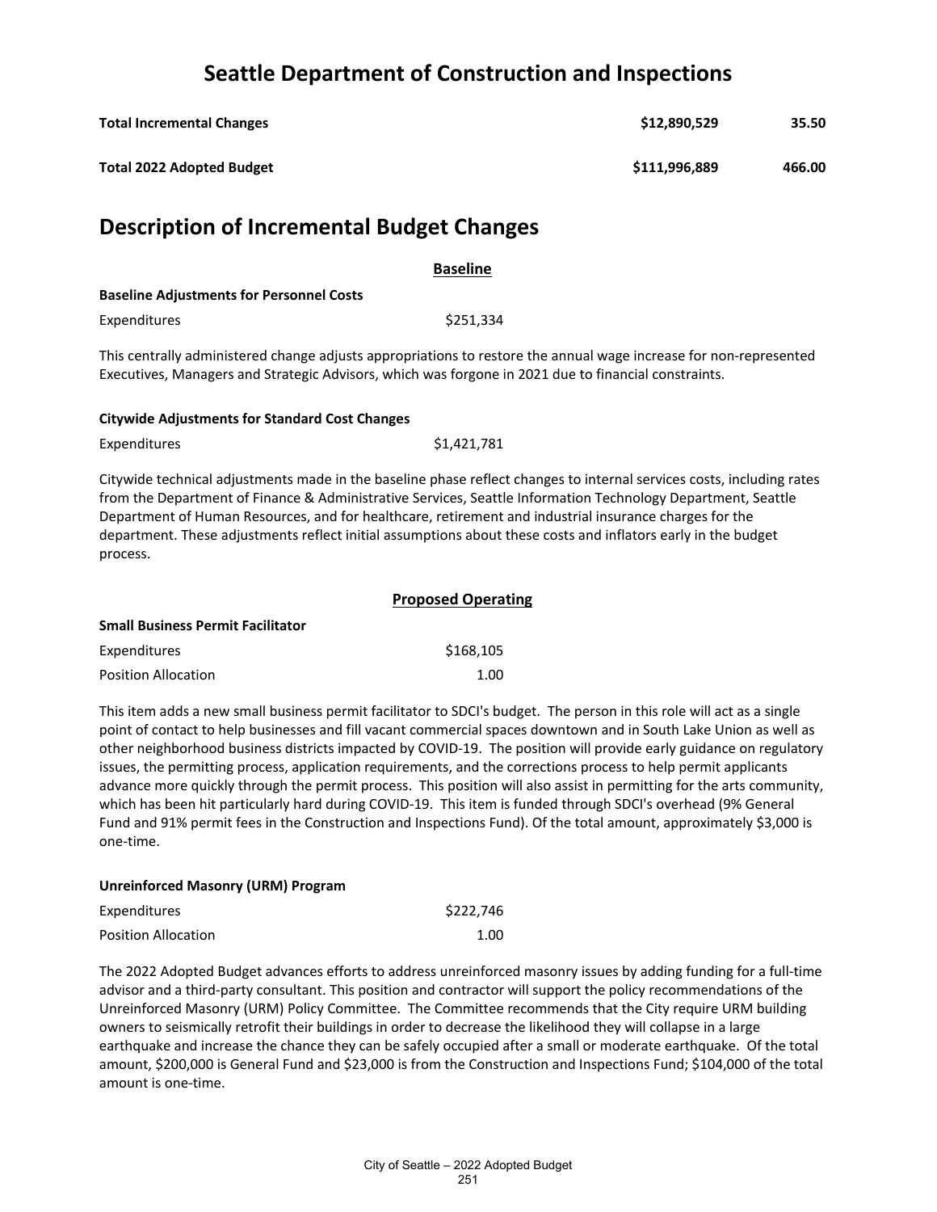# Seattle Department of Construction and Inspections

| | | |
|---|---|---|
| **Total Incremental Changes** | **$12,890,529** | **35.50** |
| **Total 2022 Adopted Budget** | **$111,996,889** | **466.00** |

## Description of Incremental Budget Changes

### Baseline

**Baseline Adjustments for Personnel Costs**

| | |
|---|---|
| Expenditures | $251,334 |

This centrally administered change adjusts appropriations to restore the annual wage increase for non-represented Executives, Managers and Strategic Advisors, which was forgone in 2021 due to financial constraints.

**Citywide Adjustments for Standard Cost Changes**

| | |
|---|---|
| Expenditures | $1,421,781 |

Citywide technical adjustments made in the baseline phase reflect changes to internal services costs, including rates from the Department of Finance & Administrative Services, Seattle Information Technology Department, Seattle Department of Human Resources, and for healthcare, retirement and industrial insurance charges for the department. These adjustments reflect initial assumptions about these costs and inflators early in the budget process.

### Proposed Operating

**Small Business Permit Facilitator**

| | |
|---|---|
| Expenditures | $168,105 |
| Position Allocation | 1.00 |

This item adds a new small business permit facilitator to SDCI's budget. The person in this role will act as a single point of contact to help businesses and fill vacant commercial spaces downtown and in South Lake Union as well as other neighborhood business districts impacted by COVID-19. The position will provide early guidance on regulatory issues, the permitting process, application requirements, and the corrections process to help permit applicants advance more quickly through the permit process. This position will also assist in permitting for the arts community, which has been hit particularly hard during COVID-19. This item is funded through SDCI's overhead (9% General Fund and 91% permit fees in the Construction and Inspections Fund). Of the total amount, approximately $3,000 is one-time.

**Unreinforced Masonry (URM) Program**

| | |
|---|---|
| Expenditures | $222,746 |
| Position Allocation | 1.00 |

The 2022 Adopted Budget advances efforts to address unreinforced masonry issues by adding funding for a full-time advisor and a third-party consultant. This position and contractor will support the policy recommendations of the Unreinforced Masonry (URM) Policy Committee. The Committee recommends that the City require URM building owners to seismically retrofit their buildings in order to decrease the likelihood they will collapse in a large earthquake and increase the chance they can be safely occupied after a small or moderate earthquake. Of the total amount, $200,000 is General Fund and $23,000 is from the Construction and Inspections Fund; $104,000 of the total amount is one-time.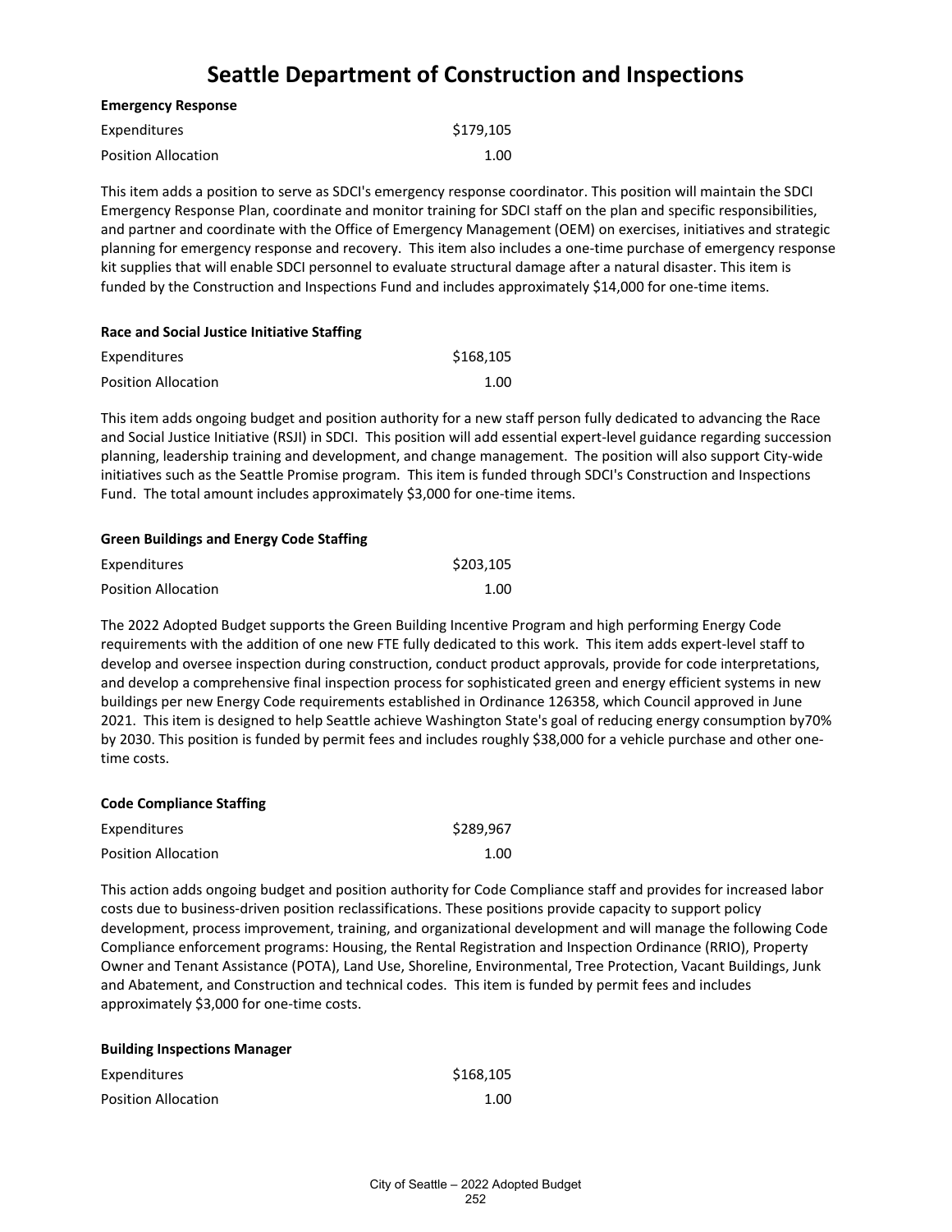# Seattle Department of Construction and Inspections

**Emergency Response**

| | |
|---|---|
| Expenditures | $179,105 |
| Position Allocation | 1.00 |

This item adds a position to serve as SDCI's emergency response coordinator. This position will maintain the SDCI Emergency Response Plan, coordinate and monitor training for SDCI staff on the plan and specific responsibilities, and partner and coordinate with the Office of Emergency Management (OEM) on exercises, initiatives and strategic planning for emergency response and recovery. This item also includes a one-time purchase of emergency response kit supplies that will enable SDCI personnel to evaluate structural damage after a natural disaster. This item is funded by the Construction and Inspections Fund and includes approximately $14,000 for one-time items.

**Race and Social Justice Initiative Staffing**

| | |
|---|---|
| Expenditures | $168,105 |
| Position Allocation | 1.00 |

This item adds ongoing budget and position authority for a new staff person fully dedicated to advancing the Race and Social Justice Initiative (RSJI) in SDCI. This position will add essential expert-level guidance regarding succession planning, leadership training and development, and change management. The position will also support City-wide initiatives such as the Seattle Promise program. This item is funded through SDCI's Construction and Inspections Fund. The total amount includes approximately $3,000 for one-time items.

**Green Buildings and Energy Code Staffing**

| | |
|---|---|
| Expenditures | $203,105 |
| Position Allocation | 1.00 |

The 2022 Adopted Budget supports the Green Building Incentive Program and high performing Energy Code requirements with the addition of one new FTE fully dedicated to this work. This item adds expert-level staff to develop and oversee inspection during construction, conduct product approvals, provide for code interpretations, and develop a comprehensive final inspection process for sophisticated green and energy efficient systems in new buildings per new Energy Code requirements established in Ordinance 126358, which Council approved in June 2021. This item is designed to help Seattle achieve Washington State's goal of reducing energy consumption by70% by 2030. This position is funded by permit fees and includes roughly $38,000 for a vehicle purchase and other one-time costs.

**Code Compliance Staffing**

| | |
|---|---|
| Expenditures | $289,967 |
| Position Allocation | 1.00 |

This action adds ongoing budget and position authority for Code Compliance staff and provides for increased labor costs due to business-driven position reclassifications. These positions provide capacity to support policy development, process improvement, training, and organizational development and will manage the following Code Compliance enforcement programs: Housing, the Rental Registration and Inspection Ordinance (RRIO), Property Owner and Tenant Assistance (POTA), Land Use, Shoreline, Environmental, Tree Protection, Vacant Buildings, Junk and Abatement, and Construction and technical codes. This item is funded by permit fees and includes approximately $3,000 for one-time costs.

**Building Inspections Manager**

| | |
|---|---|
| Expenditures | $168,105 |
| Position Allocation | 1.00 |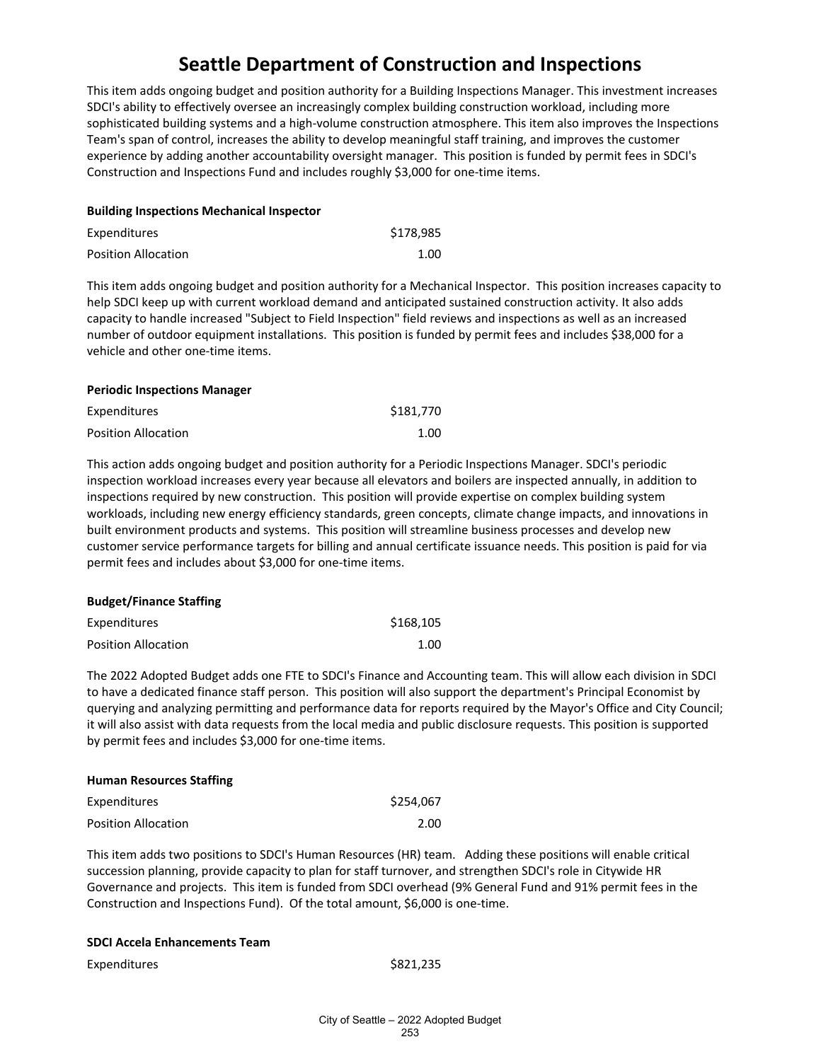# Seattle Department of Construction and Inspections

This item adds ongoing budget and position authority for a Building Inspections Manager. This investment increases SDCI's ability to effectively oversee an increasingly complex building construction workload, including more sophisticated building systems and a high-volume construction atmosphere. This item also improves the Inspections Team's span of control, increases the ability to develop meaningful staff training, and improves the customer experience by adding another accountability oversight manager. This position is funded by permit fees in SDCI's Construction and Inspections Fund and includes roughly $3,000 for one-time items.

**Building Inspections Mechanical Inspector**

| | |
|---|---|
| Expenditures | $178,985 |
| Position Allocation | 1.00 |

This item adds ongoing budget and position authority for a Mechanical Inspector. This position increases capacity to help SDCI keep up with current workload demand and anticipated sustained construction activity. It also adds capacity to handle increased "Subject to Field Inspection" field reviews and inspections as well as an increased number of outdoor equipment installations. This position is funded by permit fees and includes $38,000 for a vehicle and other one-time items.

**Periodic Inspections Manager**

| | |
|---|---|
| Expenditures | $181,770 |
| Position Allocation | 1.00 |

This action adds ongoing budget and position authority for a Periodic Inspections Manager. SDCI's periodic inspection workload increases every year because all elevators and boilers are inspected annually, in addition to inspections required by new construction. This position will provide expertise on complex building system workloads, including new energy efficiency standards, green concepts, climate change impacts, and innovations in built environment products and systems. This position will streamline business processes and develop new customer service performance targets for billing and annual certificate issuance needs. This position is paid for via permit fees and includes about $3,000 for one-time items.

**Budget/Finance Staffing**

| | |
|---|---|
| Expenditures | $168,105 |
| Position Allocation | 1.00 |

The 2022 Adopted Budget adds one FTE to SDCI's Finance and Accounting team. This will allow each division in SDCI to have a dedicated finance staff person. This position will also support the department's Principal Economist by querying and analyzing permitting and performance data for reports required by the Mayor's Office and City Council; it will also assist with data requests from the local media and public disclosure requests. This position is supported by permit fees and includes $3,000 for one-time items.

**Human Resources Staffing**

| | |
|---|---|
| Expenditures | $254,067 |
| Position Allocation | 2.00 |

This item adds two positions to SDCI's Human Resources (HR) team. Adding these positions will enable critical succession planning, provide capacity to plan for staff turnover, and strengthen SDCI's role in Citywide HR Governance and projects. This item is funded from SDCI overhead (9% General Fund and 91% permit fees in the Construction and Inspections Fund). Of the total amount, $6,000 is one-time.

**SDCI Accela Enhancements Team**

| | |
|---|---|
| Expenditures | $821,235 |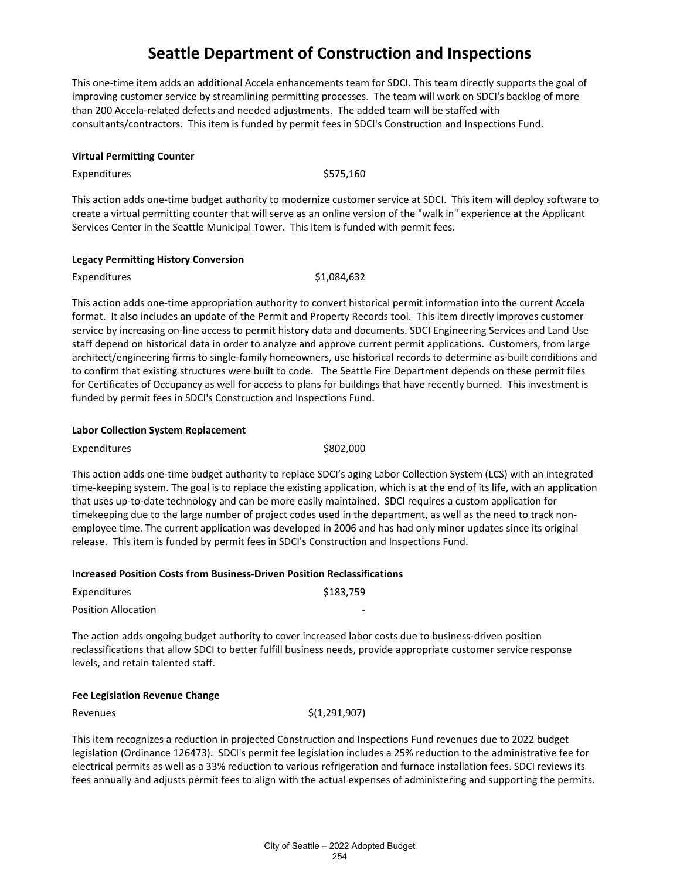# Seattle Department of Construction and Inspections

This one-time item adds an additional Accela enhancements team for SDCI. This team directly supports the goal of improving customer service by streamlining permitting processes. The team will work on SDCI's backlog of more than 200 Accela-related defects and needed adjustments. The added team will be staffed with consultants/contractors. This item is funded by permit fees in SDCI's Construction and Inspections Fund.

**Virtual Permitting Counter**

| | |
|---|---|
| Expenditures | $575,160 |

This action adds one-time budget authority to modernize customer service at SDCI. This item will deploy software to create a virtual permitting counter that will serve as an online version of the "walk in" experience at the Applicant Services Center in the Seattle Municipal Tower. This item is funded with permit fees.

**Legacy Permitting History Conversion**

| | |
|---|---|
| Expenditures | $1,084,632 |

This action adds one-time appropriation authority to convert historical permit information into the current Accela format. It also includes an update of the Permit and Property Records tool. This item directly improves customer service by increasing on-line access to permit history data and documents. SDCI Engineering Services and Land Use staff depend on historical data in order to analyze and approve current permit applications. Customers, from large architect/engineering firms to single-family homeowners, use historical records to determine as-built conditions and to confirm that existing structures were built to code. The Seattle Fire Department depends on these permit files for Certificates of Occupancy as well for access to plans for buildings that have recently burned. This investment is funded by permit fees in SDCI's Construction and Inspections Fund.

**Labor Collection System Replacement**

| | |
|---|---|
| Expenditures | $802,000 |

This action adds one-time budget authority to replace SDCI's aging Labor Collection System (LCS) with an integrated time-keeping system. The goal is to replace the existing application, which is at the end of its life, with an application that uses up-to-date technology and can be more easily maintained. SDCI requires a custom application for timekeeping due to the large number of project codes used in the department, as well as the need to track non-employee time. The current application was developed in 2006 and has had only minor updates since its original release. This item is funded by permit fees in SDCI's Construction and Inspections Fund.

**Increased Position Costs from Business-Driven Position Reclassifications**

| | |
|---|---|
| Expenditures | $183,759 |
| Position Allocation | - |

The action adds ongoing budget authority to cover increased labor costs due to business-driven position reclassifications that allow SDCI to better fulfill business needs, provide appropriate customer service response levels, and retain talented staff.

**Fee Legislation Revenue Change**

| | |
|---|---|
| Revenues | $(1,291,907) |

This item recognizes a reduction in projected Construction and Inspections Fund revenues due to 2022 budget legislation (Ordinance 126473). SDCI's permit fee legislation includes a 25% reduction to the administrative fee for electrical permits as well as a 33% reduction to various refrigeration and furnace installation fees. SDCI reviews its fees annually and adjusts permit fees to align with the actual expenses of administering and supporting the permits.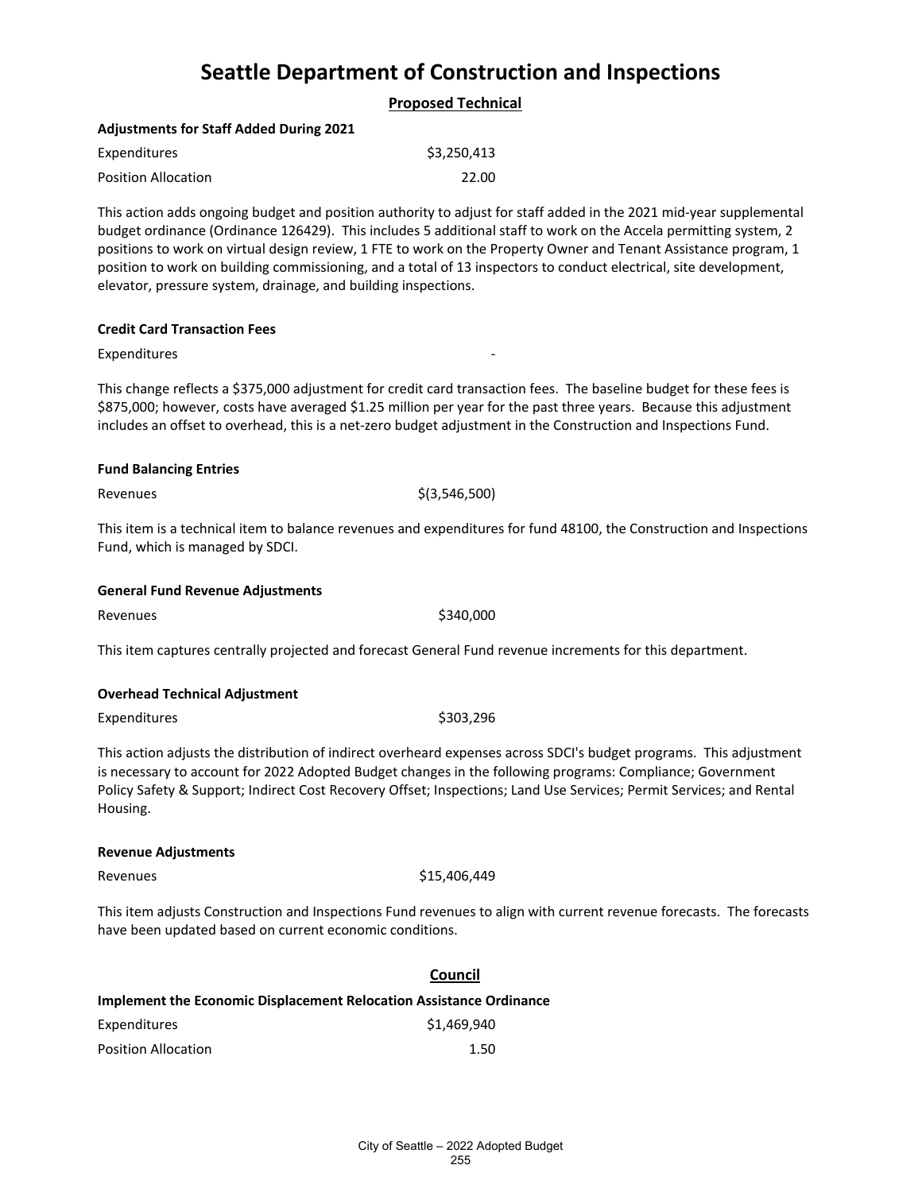# Seattle Department of Construction and Inspections

## Proposed Technical

**Adjustments for Staff Added During 2021**

| | |
|---|---|
| Expenditures | $3,250,413 |
| Position Allocation | 22.00 |

This action adds ongoing budget and position authority to adjust for staff added in the 2021 mid-year supplemental budget ordinance (Ordinance 126429). This includes 5 additional staff to work on the Accela permitting system, 2 positions to work on virtual design review, 1 FTE to work on the Property Owner and Tenant Assistance program, 1 position to work on building commissioning, and a total of 13 inspectors to conduct electrical, site development, elevator, pressure system, drainage, and building inspections.

**Credit Card Transaction Fees**

| | |
|---|---|
| Expenditures | - |

This change reflects a $375,000 adjustment for credit card transaction fees. The baseline budget for these fees is $875,000; however, costs have averaged $1.25 million per year for the past three years. Because this adjustment includes an offset to overhead, this is a net-zero budget adjustment in the Construction and Inspections Fund.

**Fund Balancing Entries**

| | |
|---|---|
| Revenues | $(3,546,500) |

This item is a technical item to balance revenues and expenditures for fund 48100, the Construction and Inspections Fund, which is managed by SDCI.

**General Fund Revenue Adjustments**

| | |
|---|---|
| Revenues | $340,000 |

This item captures centrally projected and forecast General Fund revenue increments for this department.

**Overhead Technical Adjustment**

| | |
|---|---|
| Expenditures | $303,296 |

This action adjusts the distribution of indirect overheard expenses across SDCI's budget programs. This adjustment is necessary to account for 2022 Adopted Budget changes in the following programs: Compliance; Government Policy Safety & Support; Indirect Cost Recovery Offset; Inspections; Land Use Services; Permit Services; and Rental Housing.

**Revenue Adjustments**

| | |
|---|---|
| Revenues | $15,406,449 |

This item adjusts Construction and Inspections Fund revenues to align with current revenue forecasts. The forecasts have been updated based on current economic conditions.

## Council

**Implement the Economic Displacement Relocation Assistance Ordinance**

| | |
|---|---|
| Expenditures | $1,469,940 |
| Position Allocation | 1.50 |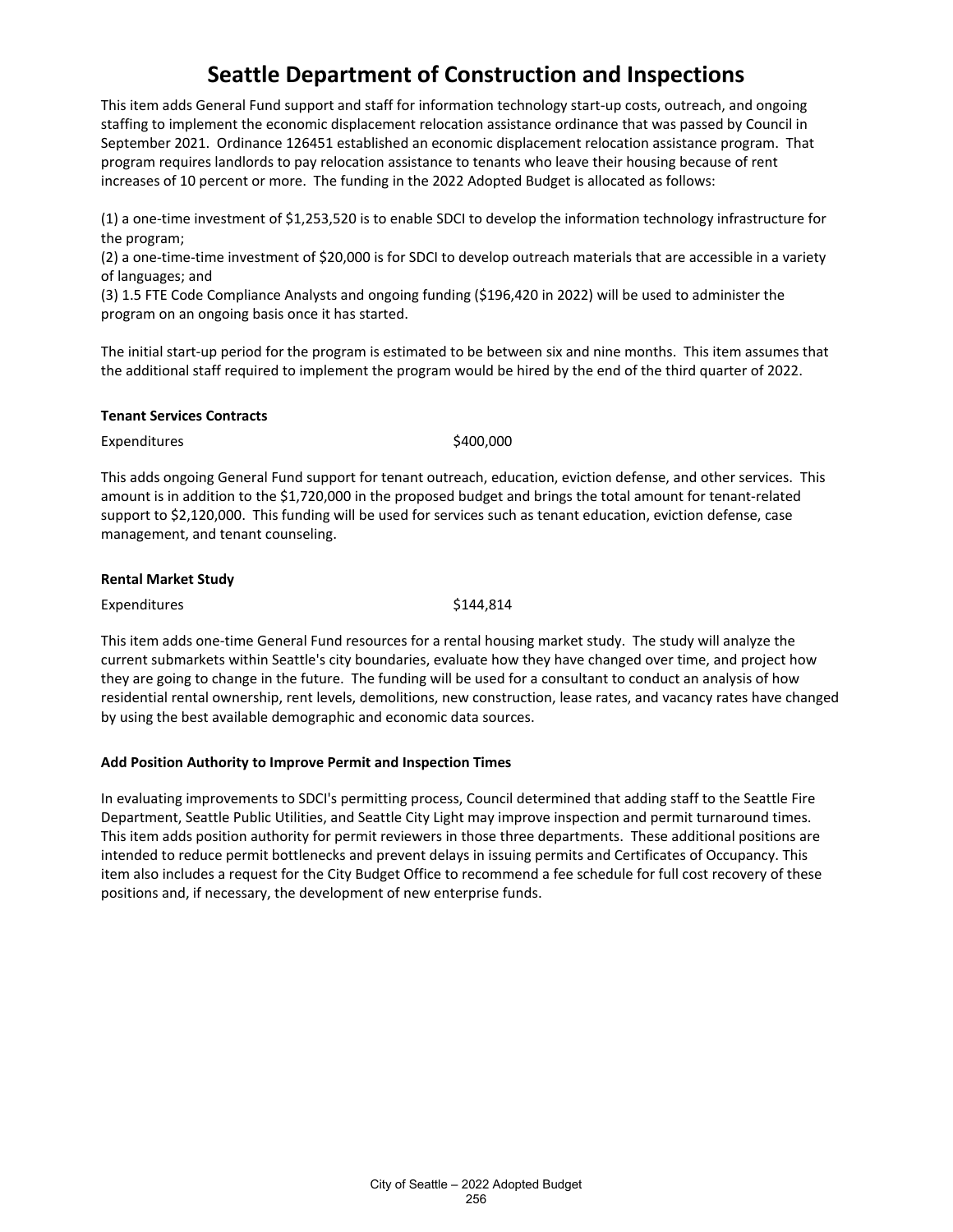# Seattle Department of Construction and Inspections

This item adds General Fund support and staff for information technology start-up costs, outreach, and ongoing staffing to implement the economic displacement relocation assistance ordinance that was passed by Council in September 2021. Ordinance 126451 established an economic displacement relocation assistance program. That program requires landlords to pay relocation assistance to tenants who leave their housing because of rent increases of 10 percent or more. The funding in the 2022 Adopted Budget is allocated as follows:

(1) a one-time investment of $1,253,520 is to enable SDCI to develop the information technology infrastructure for the program;
(2) a one-time-time investment of $20,000 is for SDCI to develop outreach materials that are accessible in a variety of languages; and
(3) 1.5 FTE Code Compliance Analysts and ongoing funding ($196,420 in 2022) will be used to administer the program on an ongoing basis once it has started.

The initial start-up period for the program is estimated to be between six and nine months. This item assumes that the additional staff required to implement the program would be hired by the end of the third quarter of 2022.

**Tenant Services Contracts**

| Expenditures | $400,000 |
|---|---|

This adds ongoing General Fund support for tenant outreach, education, eviction defense, and other services. This amount is in addition to the $1,720,000 in the proposed budget and brings the total amount for tenant-related support to $2,120,000. This funding will be used for services such as tenant education, eviction defense, case management, and tenant counseling.

**Rental Market Study**

| Expenditures | $144,814 |
|---|---|

This item adds one-time General Fund resources for a rental housing market study. The study will analyze the current submarkets within Seattle's city boundaries, evaluate how they have changed over time, and project how they are going to change in the future. The funding will be used for a consultant to conduct an analysis of how residential rental ownership, rent levels, demolitions, new construction, lease rates, and vacancy rates have changed by using the best available demographic and economic data sources.

**Add Position Authority to Improve Permit and Inspection Times**

In evaluating improvements to SDCI's permitting process, Council determined that adding staff to the Seattle Fire Department, Seattle Public Utilities, and Seattle City Light may improve inspection and permit turnaround times. This item adds position authority for permit reviewers in those three departments. These additional positions are intended to reduce permit bottlenecks and prevent delays in issuing permits and Certificates of Occupancy. This item also includes a request for the City Budget Office to recommend a fee schedule for full cost recovery of these positions and, if necessary, the development of new enterprise funds.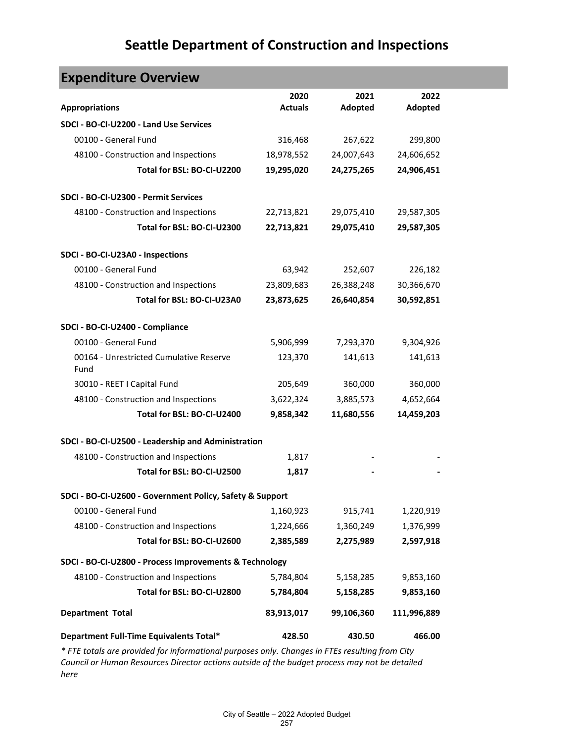# Seattle Department of Construction and Inspections

## Expenditure Overview

| Appropriations | 2020 Actuals | 2021 Adopted | 2022 Adopted |
|---|---|---|---|
| **SDCI - BO-CI-U2200 - Land Use Services** | | | |
| 00100 - General Fund | 316,468 | 267,622 | 299,800 |
| 48100 - Construction and Inspections | 18,978,552 | 24,007,643 | 24,606,652 |
| **Total for BSL: BO-CI-U2200** | **19,295,020** | **24,275,265** | **24,906,451** |
| **SDCI - BO-CI-U2300 - Permit Services** | | | |
| 48100 - Construction and Inspections | 22,713,821 | 29,075,410 | 29,587,305 |
| **Total for BSL: BO-CI-U2300** | **22,713,821** | **29,075,410** | **29,587,305** |
| **SDCI - BO-CI-U23A0 - Inspections** | | | |
| 00100 - General Fund | 63,942 | 252,607 | 226,182 |
| 48100 - Construction and Inspections | 23,809,683 | 26,388,248 | 30,366,670 |
| **Total for BSL: BO-CI-U23A0** | **23,873,625** | **26,640,854** | **30,592,851** |
| **SDCI - BO-CI-U2400 - Compliance** | | | |
| 00100 - General Fund | 5,906,999 | 7,293,370 | 9,304,926 |
| 00164 - Unrestricted Cumulative Reserve Fund | 123,370 | 141,613 | 141,613 |
| 30010 - REET I Capital Fund | 205,649 | 360,000 | 360,000 |
| 48100 - Construction and Inspections | 3,622,324 | 3,885,573 | 4,652,664 |
| **Total for BSL: BO-CI-U2400** | **9,858,342** | **11,680,556** | **14,459,203** |
| **SDCI - BO-CI-U2500 - Leadership and Administration** | | | |
| 48100 - Construction and Inspections | 1,817 | - | - |
| **Total for BSL: BO-CI-U2500** | **1,817** | **-** | **-** |
| **SDCI - BO-CI-U2600 - Government Policy, Safety & Support** | | | |
| 00100 - General Fund | 1,160,923 | 915,741 | 1,220,919 |
| 48100 - Construction and Inspections | 1,224,666 | 1,360,249 | 1,376,999 |
| **Total for BSL: BO-CI-U2600** | **2,385,589** | **2,275,989** | **2,597,918** |
| **SDCI - BO-CI-U2800 - Process Improvements & Technology** | | | |
| 48100 - Construction and Inspections | 5,784,804 | 5,158,285 | 9,853,160 |
| **Total for BSL: BO-CI-U2800** | **5,784,804** | **5,158,285** | **9,853,160** |
| **Department Total** | **83,913,017** | **99,106,360** | **111,996,889** |
| **Department Full-Time Equivalents Total*** | **428.50** | **430.50** | **466.00** |

*\* FTE totals are provided for informational purposes only. Changes in FTEs resulting from City Council or Human Resources Director actions outside of the budget process may not be detailed here*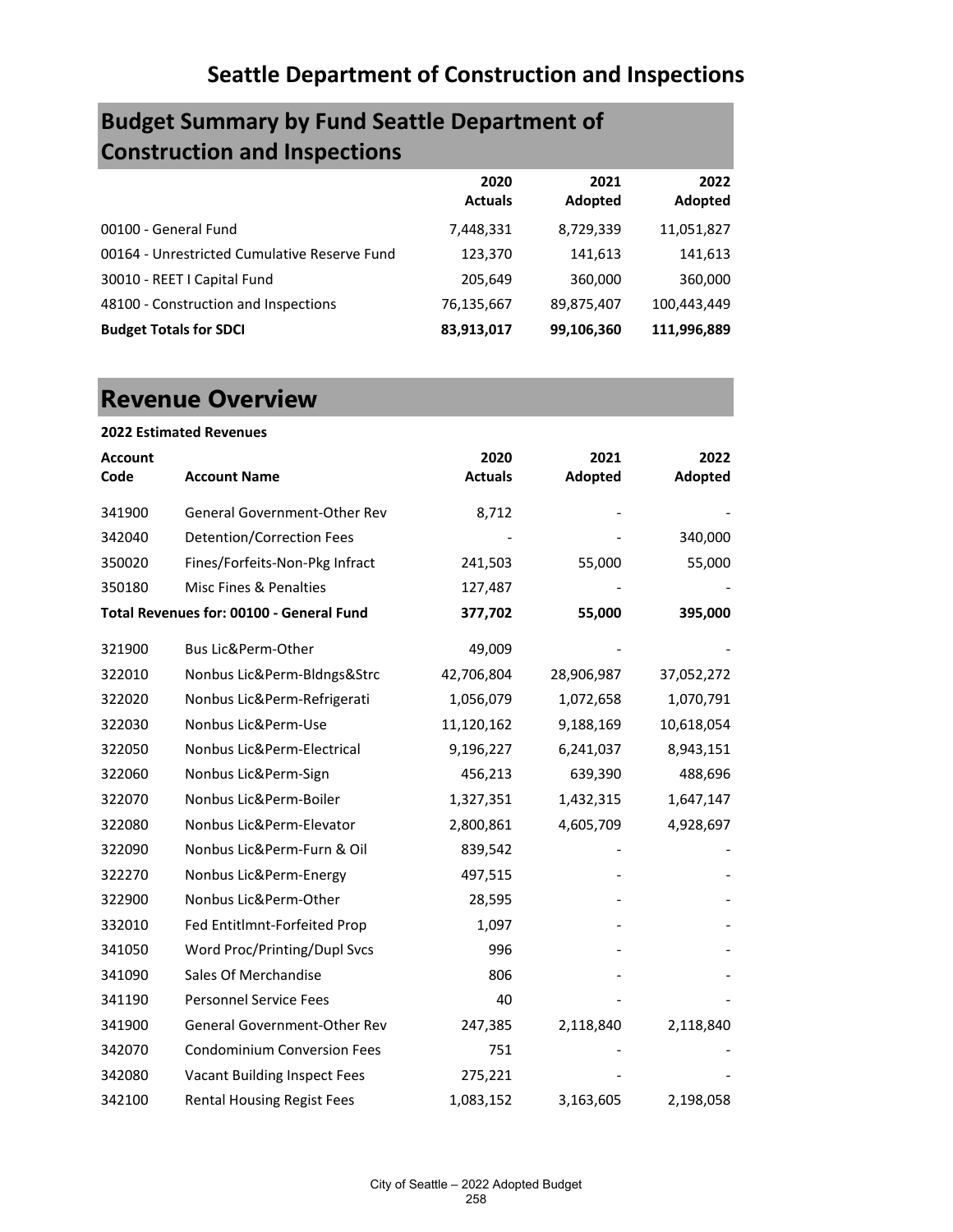# Seattle Department of Construction and Inspections

## Budget Summary by Fund Seattle Department of Construction and Inspections

| | 2020 Actuals | 2021 Adopted | 2022 Adopted |
|---|---|---|---|
| 00100 - General Fund | 7,448,331 | 8,729,339 | 11,051,827 |
| 00164 - Unrestricted Cumulative Reserve Fund | 123,370 | 141,613 | 141,613 |
| 30010 - REET I Capital Fund | 205,649 | 360,000 | 360,000 |
| 48100 - Construction and Inspections | 76,135,667 | 89,875,407 | 100,443,449 |
| **Budget Totals for SDCI** | **83,913,017** | **99,106,360** | **111,996,889** |

## Revenue Overview

**2022 Estimated Revenues**

| Account Code | Account Name | 2020 Actuals | 2021 Adopted | 2022 Adopted |
|---|---|---|---|---|
| 341900 | General Government-Other Rev | 8,712 | - | - |
| 342040 | Detention/Correction Fees | - | - | 340,000 |
| 350020 | Fines/Forfeits-Non-Pkg Infract | 241,503 | 55,000 | 55,000 |
| 350180 | Misc Fines & Penalties | 127,487 | - | - |
| **Total Revenues for: 00100 - General Fund** | | **377,702** | **55,000** | **395,000** |
| 321900 | Bus Lic&Perm-Other | 49,009 | - | - |
| 322010 | Nonbus Lic&Perm-Bldngs&Strc | 42,706,804 | 28,906,987 | 37,052,272 |
| 322020 | Nonbus Lic&Perm-Refrigerati | 1,056,079 | 1,072,658 | 1,070,791 |
| 322030 | Nonbus Lic&Perm-Use | 11,120,162 | 9,188,169 | 10,618,054 |
| 322050 | Nonbus Lic&Perm-Electrical | 9,196,227 | 6,241,037 | 8,943,151 |
| 322060 | Nonbus Lic&Perm-Sign | 456,213 | 639,390 | 488,696 |
| 322070 | Nonbus Lic&Perm-Boiler | 1,327,351 | 1,432,315 | 1,647,147 |
| 322080 | Nonbus Lic&Perm-Elevator | 2,800,861 | 4,605,709 | 4,928,697 |
| 322090 | Nonbus Lic&Perm-Furn & Oil | 839,542 | - | - |
| 322270 | Nonbus Lic&Perm-Energy | 497,515 | - | - |
| 322900 | Nonbus Lic&Perm-Other | 28,595 | - | - |
| 332010 | Fed Entitlmnt-Forfeited Prop | 1,097 | - | - |
| 341050 | Word Proc/Printing/Dupl Svcs | 996 | - | - |
| 341090 | Sales Of Merchandise | 806 | - | - |
| 341190 | Personnel Service Fees | 40 | - | - |
| 341900 | General Government-Other Rev | 247,385 | 2,118,840 | 2,118,840 |
| 342070 | Condominium Conversion Fees | 751 | - | - |
| 342080 | Vacant Building Inspect Fees | 275,221 | - | - |
| 342100 | Rental Housing Regist Fees | 1,083,152 | 3,163,605 | 2,198,058 |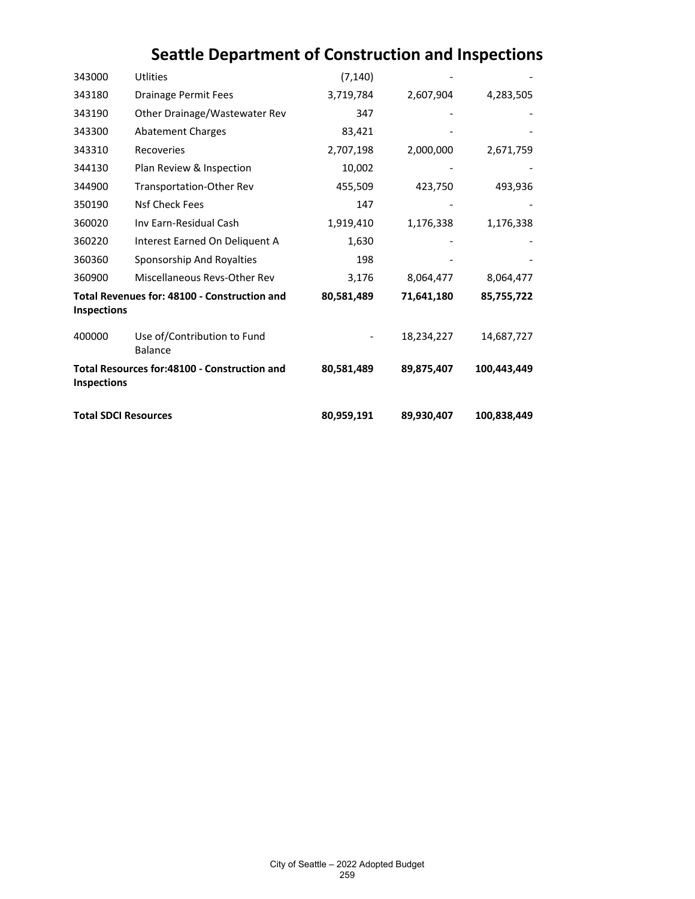# Seattle Department of Construction and Inspections

| | | | | |
|---|---|---|---|---|
| 343000 | Utlities | (7,140) | - | - |
| 343180 | Drainage Permit Fees | 3,719,784 | 2,607,904 | 4,283,505 |
| 343190 | Other Drainage/Wastewater Rev | 347 | - | - |
| 343300 | Abatement Charges | 83,421 | - | - |
| 343310 | Recoveries | 2,707,198 | 2,000,000 | 2,671,759 |
| 344130 | Plan Review & Inspection | 10,002 | - | - |
| 344900 | Transportation-Other Rev | 455,509 | 423,750 | 493,936 |
| 350190 | Nsf Check Fees | 147 | - | - |
| 360020 | Inv Earn-Residual Cash | 1,919,410 | 1,176,338 | 1,176,338 |
| 360220 | Interest Earned On Deliquent A | 1,630 | - | - |
| 360360 | Sponsorship And Royalties | 198 | - | - |
| 360900 | Miscellaneous Revs-Other Rev | 3,176 | 8,064,477 | 8,064,477 |
| **Total Revenues for: 48100 - Construction and Inspections** | | **80,581,489** | **71,641,180** | **85,755,722** |
| 400000 | Use of/Contribution to Fund Balance | - | 18,234,227 | 14,687,727 |
| **Total Resources for:48100 - Construction and Inspections** | | **80,581,489** | **89,875,407** | **100,443,449** |
| **Total SDCI Resources** | | **80,959,191** | **89,930,407** | **100,838,449** |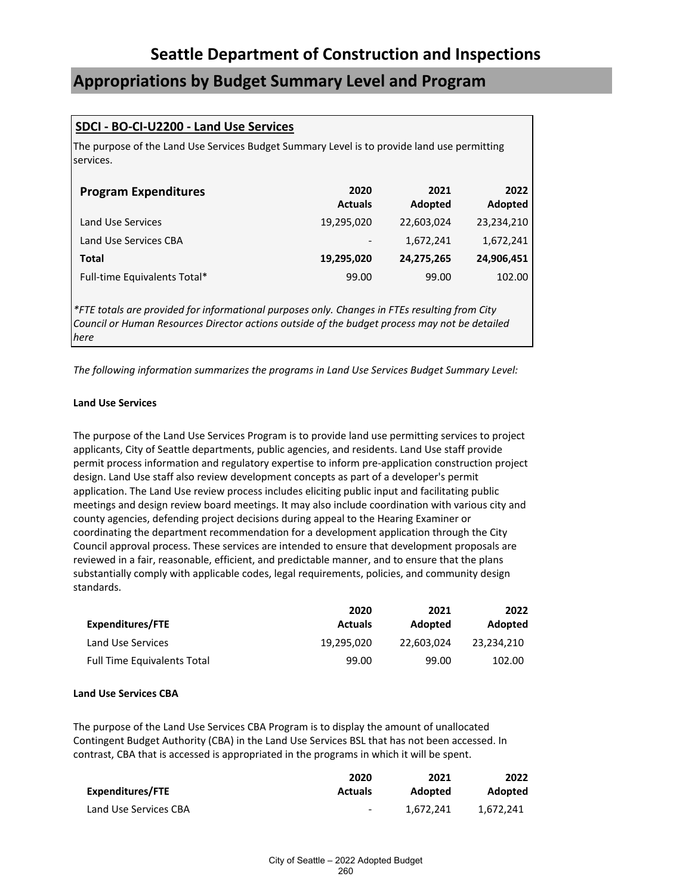# Seattle Department of Construction and Inspections

## Appropriations by Budget Summary Level and Program

### SDCI - BO-CI-U2200 - Land Use Services

The purpose of the Land Use Services Budget Summary Level is to provide land use permitting services.

| Program Expenditures | 2020 Actuals | 2021 Adopted | 2022 Adopted |
|---|---|---|---|
| Land Use Services | 19,295,020 | 22,603,024 | 23,234,210 |
| Land Use Services CBA | - | 1,672,241 | 1,672,241 |
| **Total** | **19,295,020** | **24,275,265** | **24,906,451** |
| Full-time Equivalents Total* | 99.00 | 99.00 | 102.00 |

*\*FTE totals are provided for informational purposes only. Changes in FTEs resulting from City Council or Human Resources Director actions outside of the budget process may not be detailed here*

*The following information summarizes the programs in Land Use Services Budget Summary Level:*

**Land Use Services**

The purpose of the Land Use Services Program is to provide land use permitting services to project applicants, City of Seattle departments, public agencies, and residents. Land Use staff provide permit process information and regulatory expertise to inform pre-application construction project design. Land Use staff also review development concepts as part of a developer's permit application. The Land Use review process includes eliciting public input and facilitating public meetings and design review board meetings. It may also include coordination with various city and county agencies, defending project decisions during appeal to the Hearing Examiner or coordinating the department recommendation for a development application through the City Council approval process. These services are intended to ensure that development proposals are reviewed in a fair, reasonable, efficient, and predictable manner, and to ensure that the plans substantially comply with applicable codes, legal requirements, policies, and community design standards.

| Expenditures/FTE | 2020 Actuals | 2021 Adopted | 2022 Adopted |
|---|---|---|---|
| Land Use Services | 19,295,020 | 22,603,024 | 23,234,210 |
| Full Time Equivalents Total | 99.00 | 99.00 | 102.00 |

**Land Use Services CBA**

The purpose of the Land Use Services CBA Program is to display the amount of unallocated Contingent Budget Authority (CBA) in the Land Use Services BSL that has not been accessed. In contrast, CBA that is accessed is appropriated in the programs in which it will be spent.

| Expenditures/FTE | 2020 Actuals | 2021 Adopted | 2022 Adopted |
|---|---|---|---|
| Land Use Services CBA | - | 1,672,241 | 1,672,241 |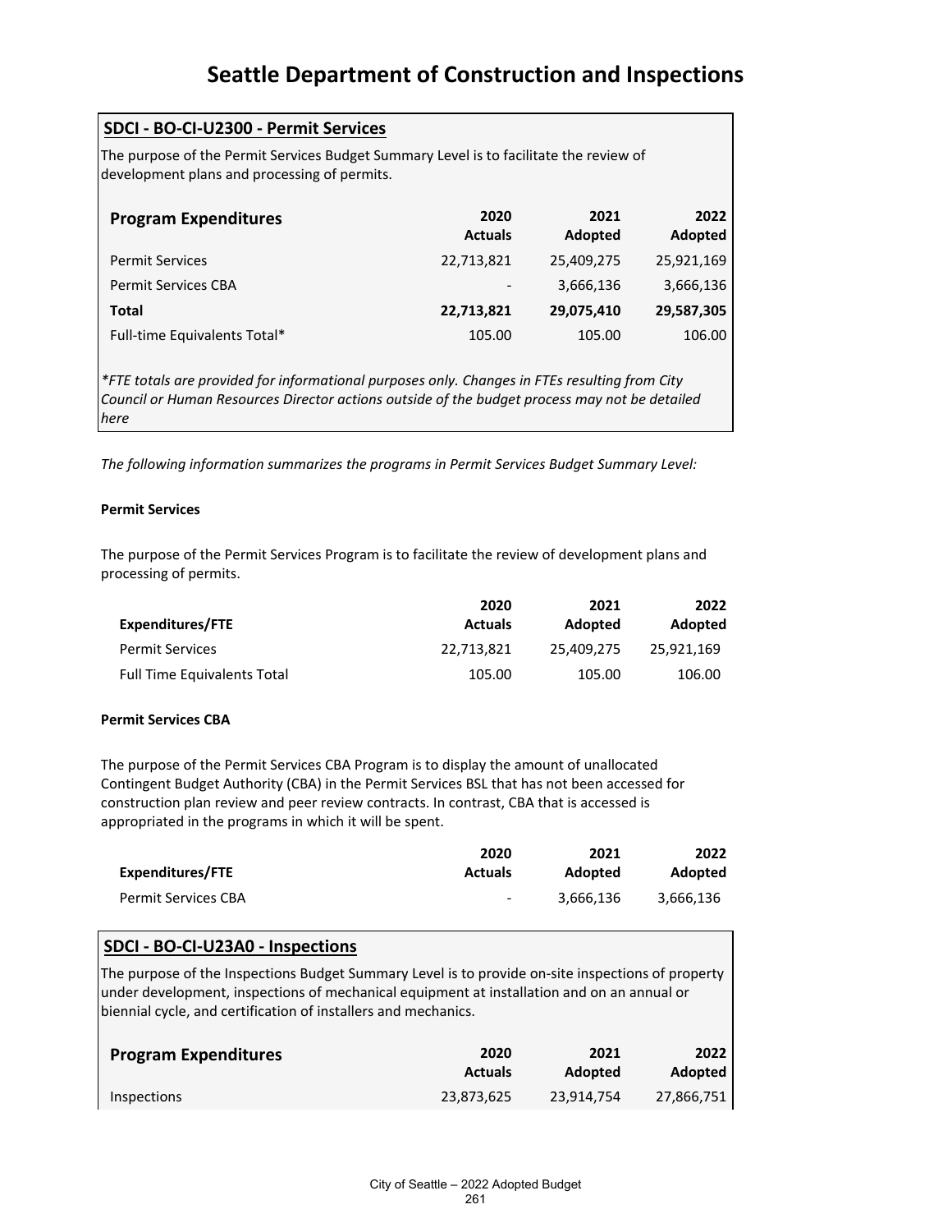# Seattle Department of Construction and Inspections

## SDCI - BO-CI-U2300 - Permit Services

The purpose of the Permit Services Budget Summary Level is to facilitate the review of development plans and processing of permits.

| Program Expenditures | 2020 Actuals | 2021 Adopted | 2022 Adopted |
|---|---|---|---|
| Permit Services | 22,713,821 | 25,409,275 | 25,921,169 |
| Permit Services CBA | - | 3,666,136 | 3,666,136 |
| **Total** | **22,713,821** | **29,075,410** | **29,587,305** |
| Full-time Equivalents Total* | 105.00 | 105.00 | 106.00 |

*\*FTE totals are provided for informational purposes only. Changes in FTEs resulting from City Council or Human Resources Director actions outside of the budget process may not be detailed here*

*The following information summarizes the programs in Permit Services Budget Summary Level:*

**Permit Services**

The purpose of the Permit Services Program is to facilitate the review of development plans and processing of permits.

| Expenditures/FTE | 2020 Actuals | 2021 Adopted | 2022 Adopted |
|---|---|---|---|
| Permit Services | 22,713,821 | 25,409,275 | 25,921,169 |
| Full Time Equivalents Total | 105.00 | 105.00 | 106.00 |

**Permit Services CBA**

The purpose of the Permit Services CBA Program is to display the amount of unallocated Contingent Budget Authority (CBA) in the Permit Services BSL that has not been accessed for construction plan review and peer review contracts. In contrast, CBA that is accessed is appropriated in the programs in which it will be spent.

| Expenditures/FTE | 2020 Actuals | 2021 Adopted | 2022 Adopted |
|---|---|---|---|
| Permit Services CBA | - | 3,666,136 | 3,666,136 |

## SDCI - BO-CI-U23A0 - Inspections

The purpose of the Inspections Budget Summary Level is to provide on-site inspections of property under development, inspections of mechanical equipment at installation and on an annual or biennial cycle, and certification of installers and mechanics.

| Program Expenditures | 2020 Actuals | 2021 Adopted | 2022 Adopted |
|---|---|---|---|
| Inspections | 23,873,625 | 23,914,754 | 27,866,751 |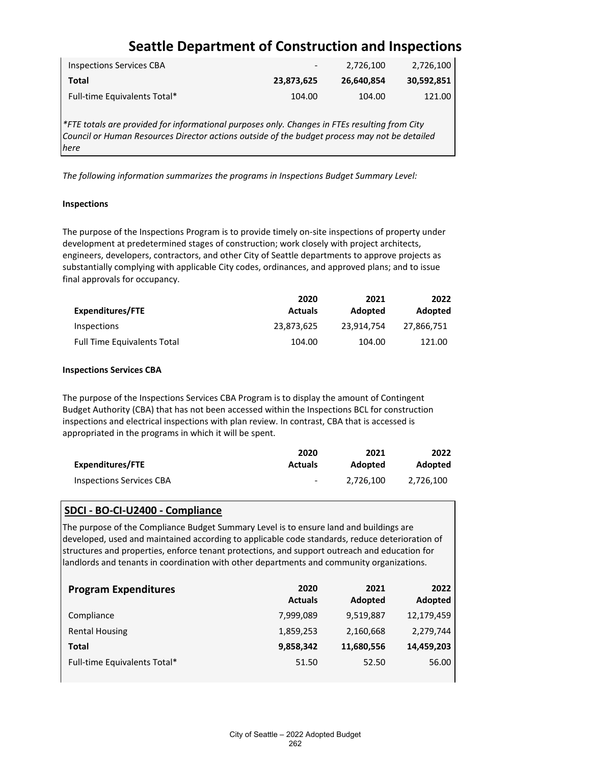# Seattle Department of Construction and Inspections

| | | | |
|---|---|---|---|
| Inspections Services CBA | - | 2,726,100 | 2,726,100 |
| **Total** | **23,873,625** | **26,640,854** | **30,592,851** |
| Full-time Equivalents Total* | 104.00 | 104.00 | 121.00 |

*\*FTE totals are provided for informational purposes only. Changes in FTEs resulting from City Council or Human Resources Director actions outside of the budget process may not be detailed here*

*The following information summarizes the programs in Inspections Budget Summary Level:*

**Inspections**

The purpose of the Inspections Program is to provide timely on-site inspections of property under development at predetermined stages of construction; work closely with project architects, engineers, developers, contractors, and other City of Seattle departments to approve projects as substantially complying with applicable City codes, ordinances, and approved plans; and to issue final approvals for occupancy.

| Expenditures/FTE | 2020 Actuals | 2021 Adopted | 2022 Adopted |
|---|---|---|---|
| Inspections | 23,873,625 | 23,914,754 | 27,866,751 |
| Full Time Equivalents Total | 104.00 | 104.00 | 121.00 |

**Inspections Services CBA**

The purpose of the Inspections Services CBA Program is to display the amount of Contingent Budget Authority (CBA) that has not been accessed within the Inspections BCL for construction inspections and electrical inspections with plan review. In contrast, CBA that is accessed is appropriated in the programs in which it will be spent.

| Expenditures/FTE | 2020 Actuals | 2021 Adopted | 2022 Adopted |
|---|---|---|---|
| Inspections Services CBA | - | 2,726,100 | 2,726,100 |

## SDCI - BO-CI-U2400 - Compliance

The purpose of the Compliance Budget Summary Level is to ensure land and buildings are developed, used and maintained according to applicable code standards, reduce deterioration of structures and properties, enforce tenant protections, and support outreach and education for landlords and tenants in coordination with other departments and community organizations.

| Program Expenditures | 2020 Actuals | 2021 Adopted | 2022 Adopted |
|---|---|---|---|
| Compliance | 7,999,089 | 9,519,887 | 12,179,459 |
| Rental Housing | 1,859,253 | 2,160,668 | 2,279,744 |
| **Total** | **9,858,342** | **11,680,556** | **14,459,203** |
| Full-time Equivalents Total* | 51.50 | 52.50 | 56.00 |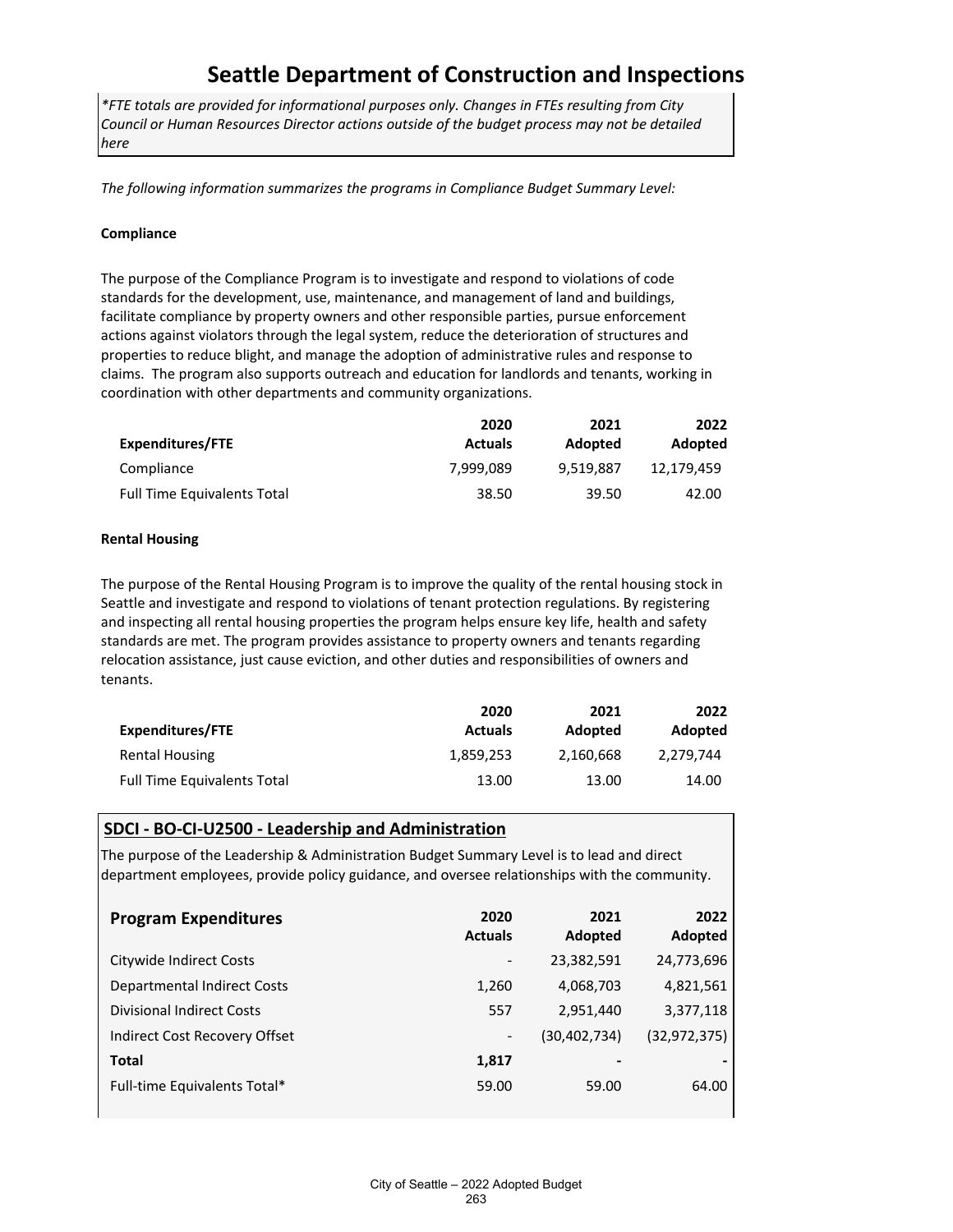# Seattle Department of Construction and Inspections

*\*FTE totals are provided for informational purposes only. Changes in FTEs resulting from City Council or Human Resources Director actions outside of the budget process may not be detailed here*

*The following information summarizes the programs in Compliance Budget Summary Level:*

**Compliance**

The purpose of the Compliance Program is to investigate and respond to violations of code standards for the development, use, maintenance, and management of land and buildings, facilitate compliance by property owners and other responsible parties, pursue enforcement actions against violators through the legal system, reduce the deterioration of structures and properties to reduce blight, and manage the adoption of administrative rules and response to claims. The program also supports outreach and education for landlords and tenants, working in coordination with other departments and community organizations.

| Expenditures/FTE | 2020 Actuals | 2021 Adopted | 2022 Adopted |
|---|---|---|---|
| Compliance | 7,999,089 | 9,519,887 | 12,179,459 |
| Full Time Equivalents Total | 38.50 | 39.50 | 42.00 |

**Rental Housing**

The purpose of the Rental Housing Program is to improve the quality of the rental housing stock in Seattle and investigate and respond to violations of tenant protection regulations. By registering and inspecting all rental housing properties the program helps ensure key life, health and safety standards are met. The program provides assistance to property owners and tenants regarding relocation assistance, just cause eviction, and other duties and responsibilities of owners and tenants.

| Expenditures/FTE | 2020 Actuals | 2021 Adopted | 2022 Adopted |
|---|---|---|---|
| Rental Housing | 1,859,253 | 2,160,668 | 2,279,744 |
| Full Time Equivalents Total | 13.00 | 13.00 | 14.00 |

## SDCI - BO-CI-U2500 - Leadership and Administration

The purpose of the Leadership & Administration Budget Summary Level is to lead and direct department employees, provide policy guidance, and oversee relationships with the community.

| Program Expenditures | 2020 Actuals | 2021 Adopted | 2022 Adopted |
|---|---|---|---|
| Citywide Indirect Costs | - | 23,382,591 | 24,773,696 |
| Departmental Indirect Costs | 1,260 | 4,068,703 | 4,821,561 |
| Divisional Indirect Costs | 557 | 2,951,440 | 3,377,118 |
| Indirect Cost Recovery Offset | - | (30,402,734) | (32,972,375) |
| **Total** | **1,817** | **-** | **-** |
| Full-time Equivalents Total* | 59.00 | 59.00 | 64.00 |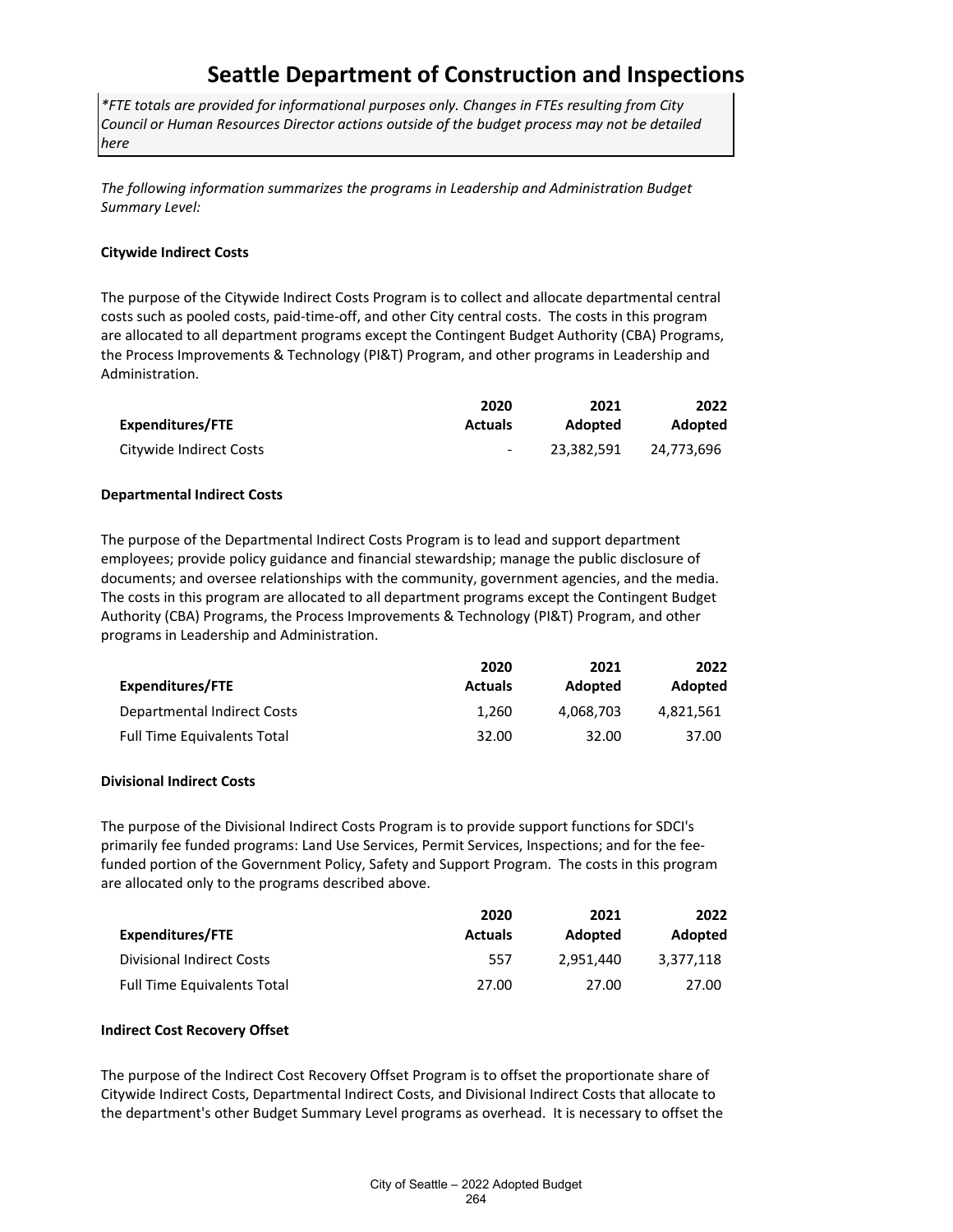# Seattle Department of Construction and Inspections

*\*FTE totals are provided for informational purposes only. Changes in FTEs resulting from City Council or Human Resources Director actions outside of the budget process may not be detailed here*

*The following information summarizes the programs in Leadership and Administration Budget Summary Level:*

**Citywide Indirect Costs**

The purpose of the Citywide Indirect Costs Program is to collect and allocate departmental central costs such as pooled costs, paid-time-off, and other City central costs. The costs in this program are allocated to all department programs except the Contingent Budget Authority (CBA) Programs, the Process Improvements & Technology (PI&T) Program, and other programs in Leadership and Administration.

| Expenditures/FTE | 2020 Actuals | 2021 Adopted | 2022 Adopted |
|---|---|---|---|
| Citywide Indirect Costs | - | 23,382,591 | 24,773,696 |

**Departmental Indirect Costs**

The purpose of the Departmental Indirect Costs Program is to lead and support department employees; provide policy guidance and financial stewardship; manage the public disclosure of documents; and oversee relationships with the community, government agencies, and the media. The costs in this program are allocated to all department programs except the Contingent Budget Authority (CBA) Programs, the Process Improvements & Technology (PI&T) Program, and other programs in Leadership and Administration.

| Expenditures/FTE | 2020 Actuals | 2021 Adopted | 2022 Adopted |
|---|---|---|---|
| Departmental Indirect Costs | 1,260 | 4,068,703 | 4,821,561 |
| Full Time Equivalents Total | 32.00 | 32.00 | 37.00 |

**Divisional Indirect Costs**

The purpose of the Divisional Indirect Costs Program is to provide support functions for SDCI's primarily fee funded programs: Land Use Services, Permit Services, Inspections; and for the fee-funded portion of the Government Policy, Safety and Support Program. The costs in this program are allocated only to the programs described above.

| Expenditures/FTE | 2020 Actuals | 2021 Adopted | 2022 Adopted |
|---|---|---|---|
| Divisional Indirect Costs | 557 | 2,951,440 | 3,377,118 |
| Full Time Equivalents Total | 27.00 | 27.00 | 27.00 |

**Indirect Cost Recovery Offset**

The purpose of the Indirect Cost Recovery Offset Program is to offset the proportionate share of Citywide Indirect Costs, Departmental Indirect Costs, and Divisional Indirect Costs that allocate to the department's other Budget Summary Level programs as overhead. It is necessary to offset the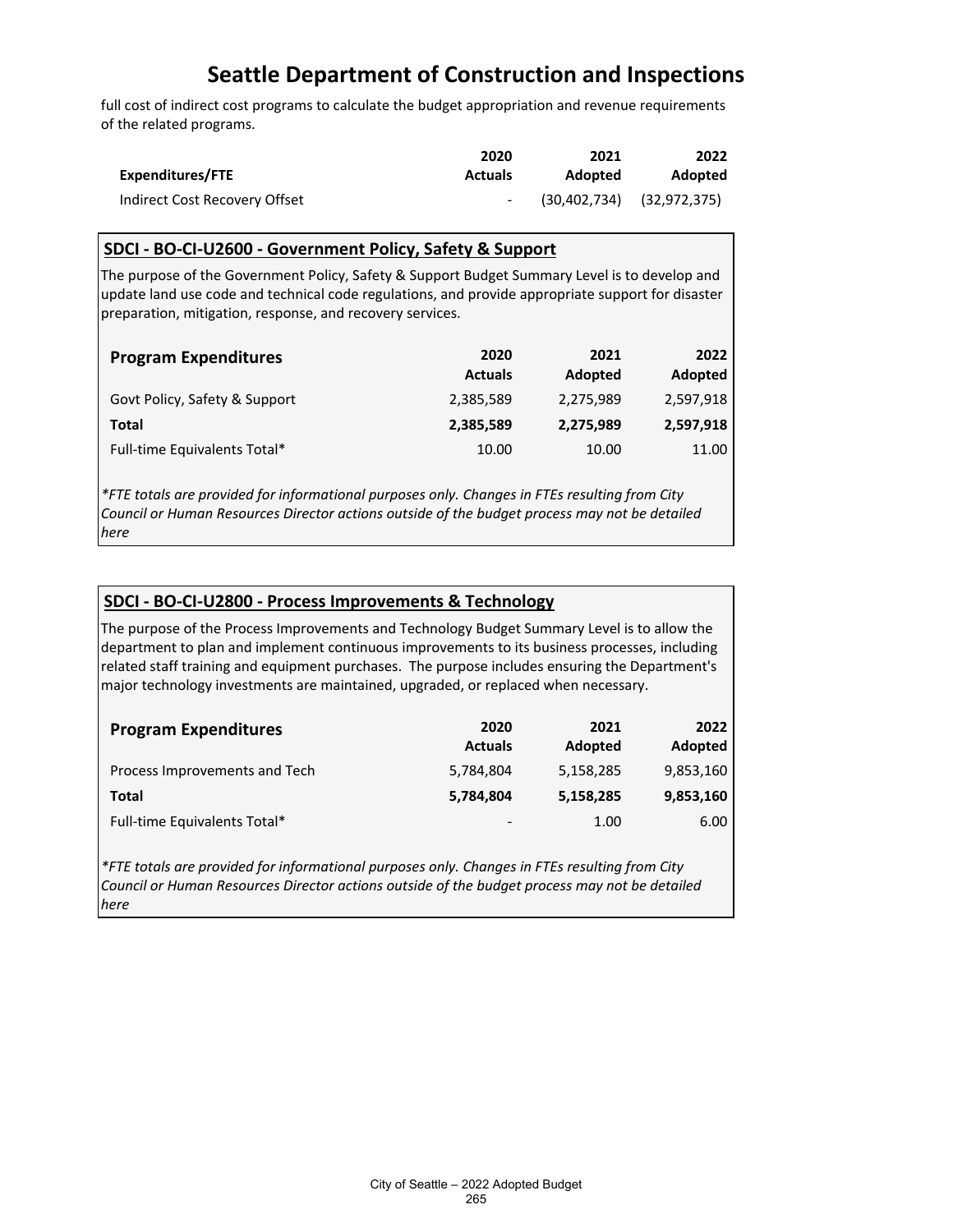full cost of indirect cost programs to calculate the budget appropriation and revenue requirements of the related programs.

| Expenditures/FTE | 2020 Actuals | 2021 Adopted | 2022 Adopted |
|---|---|---|---|
| Indirect Cost Recovery Offset | - | (30,402,734) | (32,972,375) |

### SDCI - BO-CI-U2600 - Government Policy, Safety & Support

The purpose of the Government Policy, Safety & Support Budget Summary Level is to develop and update land use code and technical code regulations, and provide appropriate support for disaster preparation, mitigation, response, and recovery services.

| Program Expenditures | 2020 Actuals | 2021 Adopted | 2022 Adopted |
|---|---|---|---|
| Govt Policy, Safety & Support | 2,385,589 | 2,275,989 | 2,597,918 |
| **Total** | **2,385,589** | **2,275,989** | **2,597,918** |
| Full-time Equivalents Total* | 10.00 | 10.00 | 11.00 |

*\*FTE totals are provided for informational purposes only. Changes in FTEs resulting from City Council or Human Resources Director actions outside of the budget process may not be detailed here*

### SDCI - BO-CI-U2800 - Process Improvements & Technology

The purpose of the Process Improvements and Technology Budget Summary Level is to allow the department to plan and implement continuous improvements to its business processes, including related staff training and equipment purchases. The purpose includes ensuring the Department's major technology investments are maintained, upgraded, or replaced when necessary.

| Program Expenditures | 2020 Actuals | 2021 Adopted | 2022 Adopted |
|---|---|---|---|
| Process Improvements and Tech | 5,784,804 | 5,158,285 | 9,853,160 |
| **Total** | **5,784,804** | **5,158,285** | **9,853,160** |
| Full-time Equivalents Total* | - | 1.00 | 6.00 |

*\*FTE totals are provided for informational purposes only. Changes in FTEs resulting from City Council or Human Resources Director actions outside of the budget process may not be detailed here*